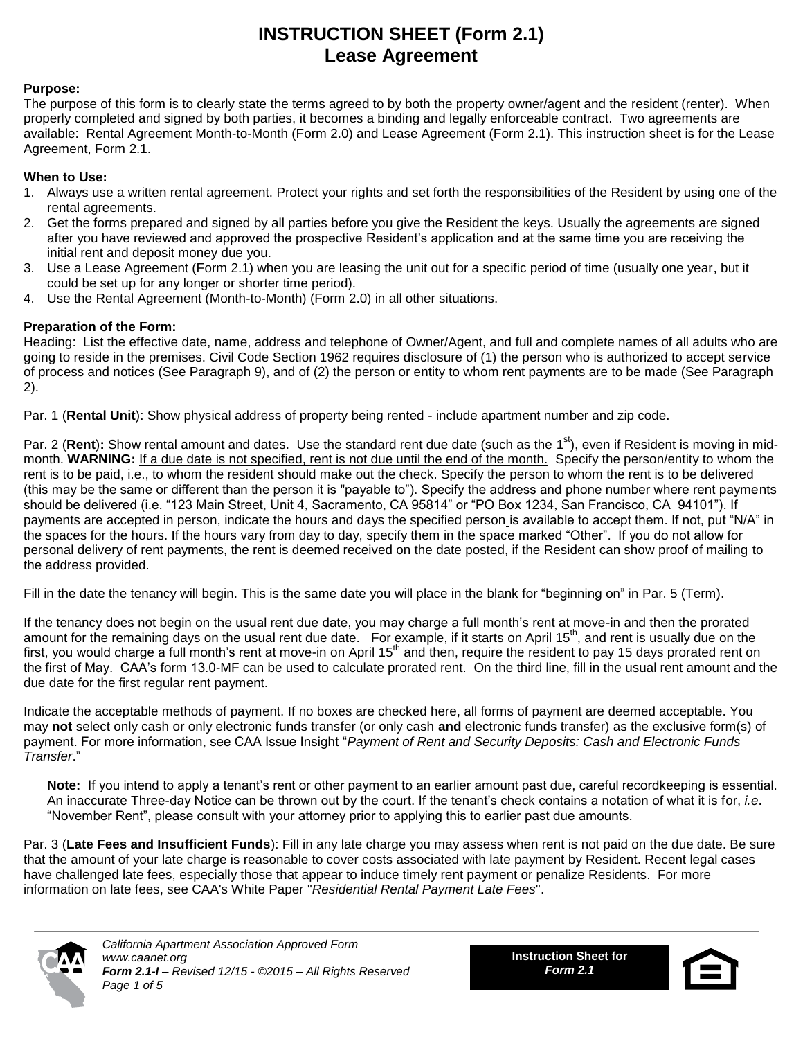# INSTRUCTION SHEET (Form 2.1)
# Lease Agreement

**Purpose:**
The purpose of this form is to clearly state the terms agreed to by both the property owner/agent and the resident (renter). When properly completed and signed by both parties, it becomes a binding and legally enforceable contract. Two agreements are available: Rental Agreement Month-to-Month (Form 2.0) and Lease Agreement (Form 2.1). This instruction sheet is for the Lease Agreement, Form 2.1.

**When to Use:**
1. Always use a written rental agreement. Protect your rights and set forth the responsibilities of the Resident by using one of the rental agreements.
2. Get the forms prepared and signed by all parties before you give the Resident the keys. Usually the agreements are signed after you have reviewed and approved the prospective Resident's application and at the same time you are receiving the initial rent and deposit money due you.
3. Use a Lease Agreement (Form 2.1) when you are leasing the unit out for a specific period of time (usually one year, but it could be set up for any longer or shorter time period).
4. Use the Rental Agreement (Month-to-Month) (Form 2.0) in all other situations.

**Preparation of the Form:**
Heading: List the effective date, name, address and telephone of Owner/Agent, and full and complete names of all adults who are going to reside in the premises. Civil Code Section 1962 requires disclosure of (1) the person who is authorized to accept service of process and notices (See Paragraph 9), and of (2) the person or entity to whom rent payments are to be made (See Paragraph 2).

Par. 1 (**Rental Unit**): Show physical address of property being rented - include apartment number and zip code.

Par. 2 (**Rent**)**:** Show rental amount and dates. Use the standard rent due date (such as the 1st), even if Resident is moving in mid-month. **WARNING:** If a due date is not specified, rent is not due until the end of the month. Specify the person/entity to whom the rent is to be paid, i.e., to whom the resident should make out the check. Specify the person to whom the rent is to be delivered (this may be the same or different than the person it is "payable to"). Specify the address and phone number where rent payments should be delivered (i.e. "123 Main Street, Unit 4, Sacramento, CA 95814" or "PO Box 1234, San Francisco, CA 94101"). If payments are accepted in person, indicate the hours and days the specified person is available to accept them. If not, put "N/A" in the spaces for the hours. If the hours vary from day to day, specify them in the space marked "Other". If you do not allow for personal delivery of rent payments, the rent is deemed received on the date posted, if the Resident can show proof of mailing to the address provided.

Fill in the date the tenancy will begin. This is the same date you will place in the blank for "beginning on" in Par. 5 (Term).

If the tenancy does not begin on the usual rent due date, you may charge a full month's rent at move-in and then the prorated amount for the remaining days on the usual rent due date. For example, if it starts on April 15th, and rent is usually due on the first, you would charge a full month's rent at move-in on April 15th and then, require the resident to pay 15 days prorated rent on the first of May. CAA's form 13.0-MF can be used to calculate prorated rent. On the third line, fill in the usual rent amount and the due date for the first regular rent payment.

Indicate the acceptable methods of payment. If no boxes are checked here, all forms of payment are deemed acceptable. You may **not** select only cash or only electronic funds transfer (or only cash **and** electronic funds transfer) as the exclusive form(s) of payment. For more information, see CAA Issue Insight "*Payment of Rent and Security Deposits: Cash and Electronic Funds Transfer*."

> **Note:** If you intend to apply a tenant's rent or other payment to an earlier amount past due, careful recordkeeping is essential. An inaccurate Three-day Notice can be thrown out by the court. If the tenant's check contains a notation of what it is for, *i.e.* "November Rent", please consult with your attorney prior to applying this to earlier past due amounts.

Par. 3 (**Late Fees and Insufficient Funds**): Fill in any late charge you may assess when rent is not paid on the due date. Be sure that the amount of your late charge is reasonable to cover costs associated with late payment by Resident. Recent legal cases have challenged late fees, especially those that appear to induce timely rent payment or penalize Residents. For more information on late fees, see CAA's White Paper "*Residential Rental Payment Late Fees*".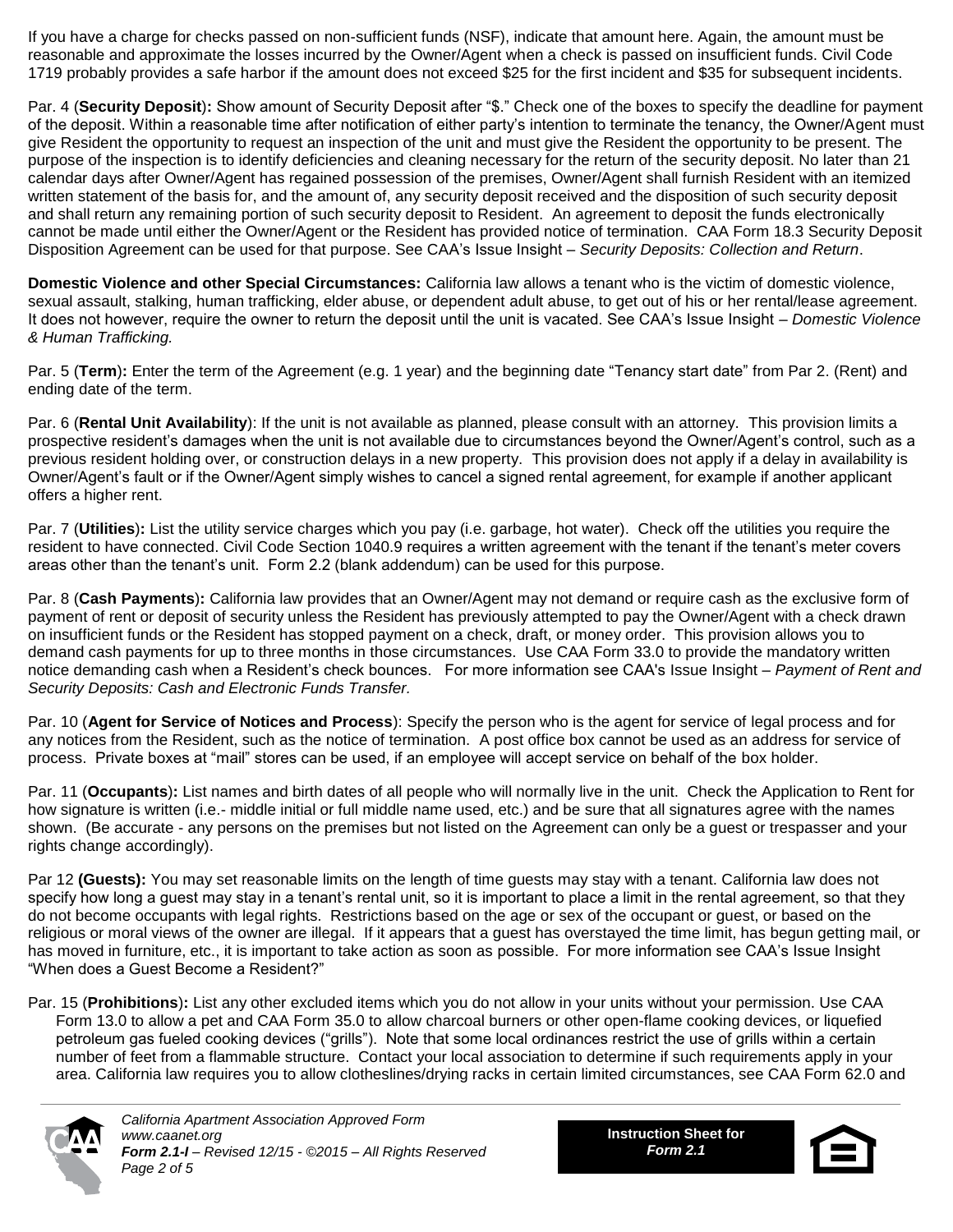If you have a charge for checks passed on non-sufficient funds (NSF), indicate that amount here. Again, the amount must be reasonable and approximate the losses incurred by the Owner/Agent when a check is passed on insufficient funds. Civil Code 1719 probably provides a safe harbor if the amount does not exceed $25 for the first incident and $35 for subsequent incidents.

Par. 4 (**Security Deposit**)**:** Show amount of Security Deposit after "$." Check one of the boxes to specify the deadline for payment of the deposit. Within a reasonable time after notification of either party's intention to terminate the tenancy, the Owner/Agent must give Resident the opportunity to request an inspection of the unit and must give the Resident the opportunity to be present. The purpose of the inspection is to identify deficiencies and cleaning necessary for the return of the security deposit. No later than 21 calendar days after Owner/Agent has regained possession of the premises, Owner/Agent shall furnish Resident with an itemized written statement of the basis for, and the amount of, any security deposit received and the disposition of such security deposit and shall return any remaining portion of such security deposit to Resident. An agreement to deposit the funds electronically cannot be made until either the Owner/Agent or the Resident has provided notice of termination. CAA Form 18.3 Security Deposit Disposition Agreement can be used for that purpose. See CAA's Issue Insight – *Security Deposits: Collection and Return*.

**Domestic Violence and other Special Circumstances:** California law allows a tenant who is the victim of domestic violence, sexual assault, stalking, human trafficking, elder abuse, or dependent adult abuse, to get out of his or her rental/lease agreement. It does not however, require the owner to return the deposit until the unit is vacated. See CAA's Issue Insight – *Domestic Violence & Human Trafficking.*

Par. 5 (**Term**)**:** Enter the term of the Agreement (e.g. 1 year) and the beginning date "Tenancy start date" from Par 2. (Rent) and ending date of the term.

Par. 6 (**Rental Unit Availability**): If the unit is not available as planned, please consult with an attorney. This provision limits a prospective resident's damages when the unit is not available due to circumstances beyond the Owner/Agent's control, such as a previous resident holding over, or construction delays in a new property. This provision does not apply if a delay in availability is Owner/Agent's fault or if the Owner/Agent simply wishes to cancel a signed rental agreement, for example if another applicant offers a higher rent.

Par. 7 (**Utilities**)**:** List the utility service charges which you pay (i.e. garbage, hot water). Check off the utilities you require the resident to have connected. Civil Code Section 1040.9 requires a written agreement with the tenant if the tenant's meter covers areas other than the tenant's unit. Form 2.2 (blank addendum) can be used for this purpose.

Par. 8 (**Cash Payments**)**:** California law provides that an Owner/Agent may not demand or require cash as the exclusive form of payment of rent or deposit of security unless the Resident has previously attempted to pay the Owner/Agent with a check drawn on insufficient funds or the Resident has stopped payment on a check, draft, or money order. This provision allows you to demand cash payments for up to three months in those circumstances. Use CAA Form 33.0 to provide the mandatory written notice demanding cash when a Resident's check bounces. For more information see CAA's Issue Insight – *Payment of Rent and Security Deposits: Cash and Electronic Funds Transfer.*

Par. 10 (**Agent for Service of Notices and Process**): Specify the person who is the agent for service of legal process and for any notices from the Resident, such as the notice of termination. A post office box cannot be used as an address for service of process. Private boxes at "mail" stores can be used, if an employee will accept service on behalf of the box holder.

Par. 11 (**Occupants**)**:** List names and birth dates of all people who will normally live in the unit. Check the Application to Rent for how signature is written (i.e.- middle initial or full middle name used, etc.) and be sure that all signatures agree with the names shown. (Be accurate - any persons on the premises but not listed on the Agreement can only be a guest or trespasser and your rights change accordingly).

Par 12 **(Guests):** You may set reasonable limits on the length of time guests may stay with a tenant. California law does not specify how long a guest may stay in a tenant's rental unit, so it is important to place a limit in the rental agreement, so that they do not become occupants with legal rights. Restrictions based on the age or sex of the occupant or guest, or based on the religious or moral views of the owner are illegal. If it appears that a guest has overstayed the time limit, has begun getting mail, or has moved in furniture, etc., it is important to take action as soon as possible. For more information see CAA's Issue Insight "When does a Guest Become a Resident?"

Par. 15 (**Prohibitions**)**:** List any other excluded items which you do not allow in your units without your permission. Use CAA Form 13.0 to allow a pet and CAA Form 35.0 to allow charcoal burners or other open-flame cooking devices, or liquefied petroleum gas fueled cooking devices ("grills"). Note that some local ordinances restrict the use of grills within a certain number of feet from a flammable structure. Contact your local association to determine if such requirements apply in your area. California law requires you to allow clotheslines/drying racks in certain limited circumstances, see CAA Form 62.0 and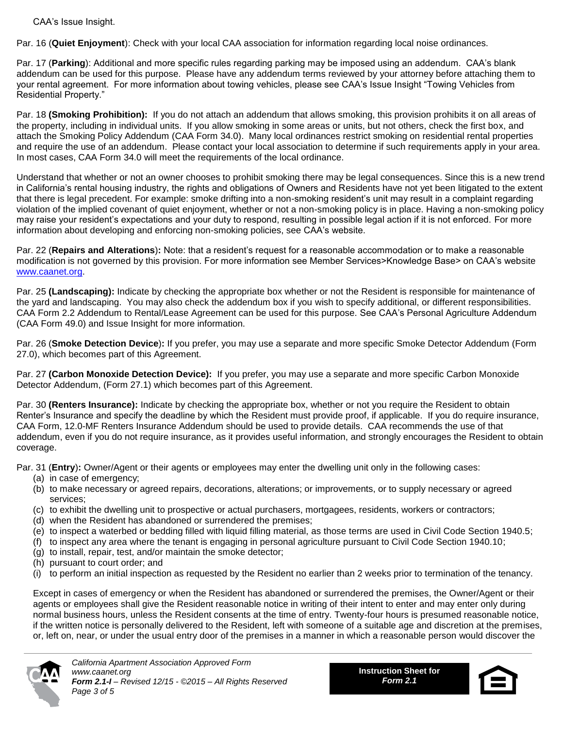CAA's Issue Insight.

Par. 16 (**Quiet Enjoyment**): Check with your local CAA association for information regarding local noise ordinances.

Par. 17 (**Parking**): Additional and more specific rules regarding parking may be imposed using an addendum. CAA's blank addendum can be used for this purpose. Please have any addendum terms reviewed by your attorney before attaching them to your rental agreement. For more information about towing vehicles, please see CAA's Issue Insight "Towing Vehicles from Residential Property."

Par. 18 **(Smoking Prohibition):** If you do not attach an addendum that allows smoking, this provision prohibits it on all areas of the property, including in individual units. If you allow smoking in some areas or units, but not others, check the first box, and attach the Smoking Policy Addendum (CAA Form 34.0). Many local ordinances restrict smoking on residential rental properties and require the use of an addendum. Please contact your local association to determine if such requirements apply in your area. In most cases, CAA Form 34.0 will meet the requirements of the local ordinance.

Understand that whether or not an owner chooses to prohibit smoking there may be legal consequences. Since this is a new trend in California's rental housing industry, the rights and obligations of Owners and Residents have not yet been litigated to the extent that there is legal precedent. For example: smoke drifting into a non-smoking resident's unit may result in a complaint regarding violation of the implied covenant of quiet enjoyment, whether or not a non-smoking policy is in place. Having a non-smoking policy may raise your resident's expectations and your duty to respond, resulting in possible legal action if it is not enforced. For more information about developing and enforcing non-smoking policies, see CAA's website.

Par. 22 (**Repairs and Alterations**)**:** Note: that a resident's request for a reasonable accommodation or to make a reasonable modification is not governed by this provision. For more information see Member Services>Knowledge Base> on CAA's website www.caanet.org.

Par. 25 **(Landscaping):** Indicate by checking the appropriate box whether or not the Resident is responsible for maintenance of the yard and landscaping. You may also check the addendum box if you wish to specify additional, or different responsibilities. CAA Form 2.2 Addendum to Rental/Lease Agreement can be used for this purpose. See CAA's Personal Agriculture Addendum (CAA Form 49.0) and Issue Insight for more information.

Par. 26 (**Smoke Detection Device**)**:** If you prefer, you may use a separate and more specific Smoke Detector Addendum (Form 27.0), which becomes part of this Agreement.

Par. 27 **(Carbon Monoxide Detection Device):** If you prefer, you may use a separate and more specific Carbon Monoxide Detector Addendum, (Form 27.1) which becomes part of this Agreement.

Par. 30 **(Renters Insurance):** Indicate by checking the appropriate box, whether or not you require the Resident to obtain Renter's Insurance and specify the deadline by which the Resident must provide proof, if applicable. If you do require insurance, CAA Form, 12.0-MF Renters Insurance Addendum should be used to provide details. CAA recommends the use of that addendum, even if you do not require insurance, as it provides useful information, and strongly encourages the Resident to obtain coverage.

Par. 31 (**Entry**)**:** Owner/Agent or their agents or employees may enter the dwelling unit only in the following cases:

(a) in case of emergency;
(b) to make necessary or agreed repairs, decorations, alterations; or improvements, or to supply necessary or agreed services;
(c) to exhibit the dwelling unit to prospective or actual purchasers, mortgagees, residents, workers or contractors;
(d) when the Resident has abandoned or surrendered the premises;
(e) to inspect a waterbed or bedding filled with liquid filling material, as those terms are used in Civil Code Section 1940.5;
(f) to inspect any area where the tenant is engaging in personal agriculture pursuant to Civil Code Section 1940.10;
(g) to install, repair, test, and/or maintain the smoke detector;
(h) pursuant to court order; and
(i) to perform an initial inspection as requested by the Resident no earlier than 2 weeks prior to termination of the tenancy.

Except in cases of emergency or when the Resident has abandoned or surrendered the premises, the Owner/Agent or their agents or employees shall give the Resident reasonable notice in writing of their intent to enter and may enter only during normal business hours, unless the Resident consents at the time of entry. Twenty-four hours is presumed reasonable notice, if the written notice is personally delivered to the Resident, left with someone of a suitable age and discretion at the premises, or, left on, near, or under the usual entry door of the premises in a manner in which a reasonable person would discover the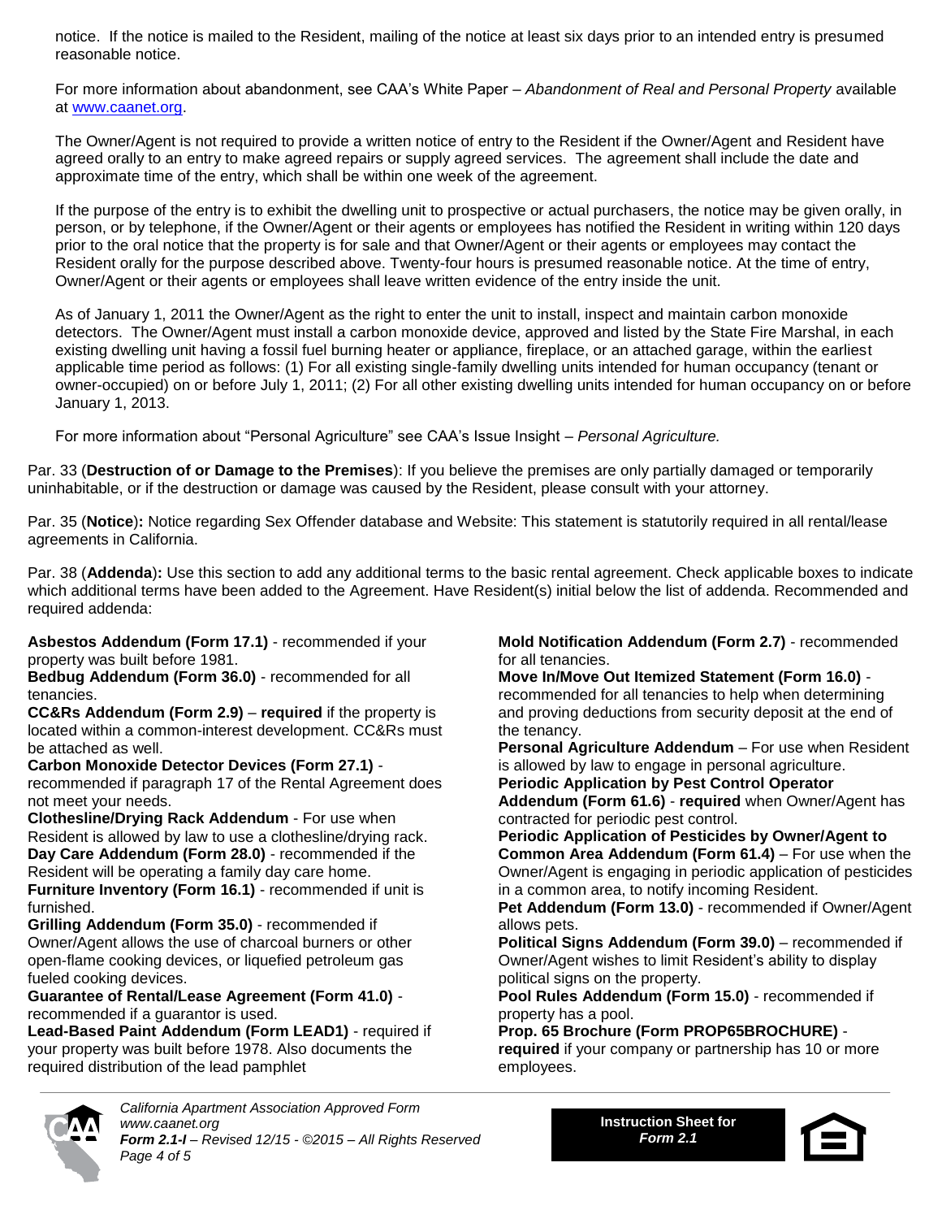notice. If the notice is mailed to the Resident, mailing of the notice at least six days prior to an intended entry is presumed reasonable notice.

For more information about abandonment, see CAA's White Paper – *Abandonment of Real and Personal Property* available at www.caanet.org.

The Owner/Agent is not required to provide a written notice of entry to the Resident if the Owner/Agent and Resident have agreed orally to an entry to make agreed repairs or supply agreed services. The agreement shall include the date and approximate time of the entry, which shall be within one week of the agreement.

If the purpose of the entry is to exhibit the dwelling unit to prospective or actual purchasers, the notice may be given orally, in person, or by telephone, if the Owner/Agent or their agents or employees has notified the Resident in writing within 120 days prior to the oral notice that the property is for sale and that Owner/Agent or their agents or employees may contact the Resident orally for the purpose described above. Twenty-four hours is presumed reasonable notice. At the time of entry, Owner/Agent or their agents or employees shall leave written evidence of the entry inside the unit.

As of January 1, 2011 the Owner/Agent as the right to enter the unit to install, inspect and maintain carbon monoxide detectors. The Owner/Agent must install a carbon monoxide device, approved and listed by the State Fire Marshal, in each existing dwelling unit having a fossil fuel burning heater or appliance, fireplace, or an attached garage, within the earliest applicable time period as follows: (1) For all existing single-family dwelling units intended for human occupancy (tenant or owner-occupied) on or before July 1, 2011; (2) For all other existing dwelling units intended for human occupancy on or before January 1, 2013.

For more information about "Personal Agriculture" see CAA's Issue Insight – *Personal Agriculture.*

Par. 33 (**Destruction of or Damage to the Premises**): If you believe the premises are only partially damaged or temporarily uninhabitable, or if the destruction or damage was caused by the Resident, please consult with your attorney.

Par. 35 (**Notice**)**:** Notice regarding Sex Offender database and Website: This statement is statutorily required in all rental/lease agreements in California.

Par. 38 (**Addenda**)**:** Use this section to add any additional terms to the basic rental agreement. Check applicable boxes to indicate which additional terms have been added to the Agreement. Have Resident(s) initial below the list of addenda. Recommended and required addenda:

**Asbestos Addendum (Form 17.1)** - recommended if your property was built before 1981.
**Bedbug Addendum (Form 36.0)** - recommended for all tenancies.
**CC&Rs Addendum (Form 2.9)** – **required** if the property is located within a common-interest development. CC&Rs must be attached as well.
**Carbon Monoxide Detector Devices (Form 27.1)** - recommended if paragraph 17 of the Rental Agreement does not meet your needs.
**Clothesline/Drying Rack Addendum** - For use when Resident is allowed by law to use a clothesline/drying rack.
**Day Care Addendum (Form 28.0)** - recommended if the Resident will be operating a family day care home.
**Furniture Inventory (Form 16.1)** - recommended if unit is furnished.
**Grilling Addendum (Form 35.0)** - recommended if Owner/Agent allows the use of charcoal burners or other open-flame cooking devices, or liquefied petroleum gas fueled cooking devices.
**Guarantee of Rental/Lease Agreement (Form 41.0)** - recommended if a guarantor is used.
**Lead-Based Paint Addendum (Form LEAD1)** - required if your property was built before 1978. Also documents the required distribution of the lead pamphlet
**Mold Notification Addendum (Form 2.7)** - recommended for all tenancies.
**Move In/Move Out Itemized Statement (Form 16.0)** - recommended for all tenancies to help when determining and proving deductions from security deposit at the end of the tenancy.
**Personal Agriculture Addendum** – For use when Resident is allowed by law to engage in personal agriculture.
**Periodic Application by Pest Control Operator Addendum (Form 61.6)** - **required** when Owner/Agent has contracted for periodic pest control.
**Periodic Application of Pesticides by Owner/Agent to Common Area Addendum (Form 61.4)** – For use when the Owner/Agent is engaging in periodic application of pesticides in a common area, to notify incoming Resident.
**Pet Addendum (Form 13.0)** - recommended if Owner/Agent allows pets.
**Political Signs Addendum (Form 39.0)** – recommended if Owner/Agent wishes to limit Resident's ability to display political signs on the property.
**Pool Rules Addendum (Form 15.0)** - recommended if property has a pool.
**Prop. 65 Brochure (Form PROP65BROCHURE)** - **required** if your company or partnership has 10 or more employees.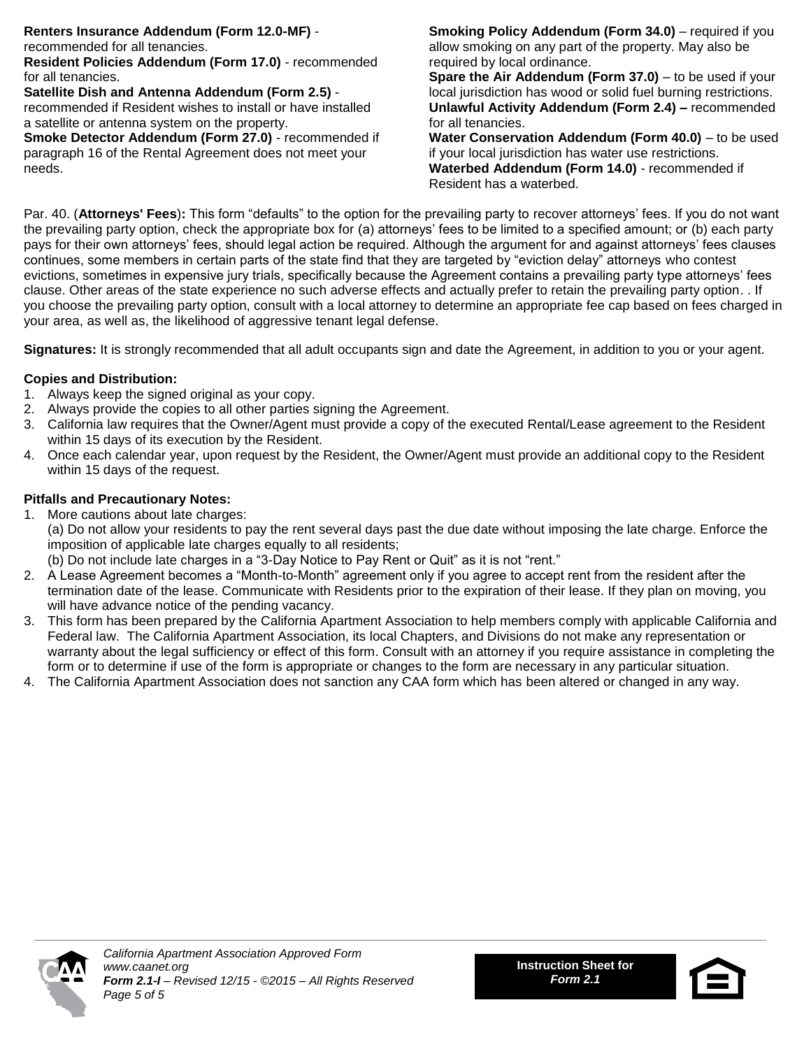**Renters Insurance Addendum (Form 12.0-MF)** - recommended for all tenancies.
**Resident Policies Addendum (Form 17.0)** - recommended for all tenancies.
**Satellite Dish and Antenna Addendum (Form 2.5)** - recommended if Resident wishes to install or have installed a satellite or antenna system on the property.
**Smoke Detector Addendum (Form 27.0)** - recommended if paragraph 16 of the Rental Agreement does not meet your needs.
**Smoking Policy Addendum (Form 34.0)** – required if you allow smoking on any part of the property. May also be required by local ordinance.
**Spare the Air Addendum (Form 37.0)** – to be used if your local jurisdiction has wood or solid fuel burning restrictions.
**Unlawful Activity Addendum (Form 2.4) –** recommended for all tenancies.
**Water Conservation Addendum (Form 40.0)** – to be used if your local jurisdiction has water use restrictions.
**Waterbed Addendum (Form 14.0)** - recommended if Resident has a waterbed.

Par. 40. (**Attorneys' Fees**)**:** This form "defaults" to the option for the prevailing party to recover attorneys' fees. If you do not want the prevailing party option, check the appropriate box for (a) attorneys' fees to be limited to a specified amount; or (b) each party pays for their own attorneys' fees, should legal action be required. Although the argument for and against attorneys' fees clauses continues, some members in certain parts of the state find that they are targeted by "eviction delay" attorneys who contest evictions, sometimes in expensive jury trials, specifically because the Agreement contains a prevailing party type attorneys' fees clause. Other areas of the state experience no such adverse effects and actually prefer to retain the prevailing party option. . If you choose the prevailing party option, consult with a local attorney to determine an appropriate fee cap based on fees charged in your area, as well as, the likelihood of aggressive tenant legal defense.

**Signatures:** It is strongly recommended that all adult occupants sign and date the Agreement, in addition to you or your agent.

**Copies and Distribution:**

1. Always keep the signed original as your copy.
2. Always provide the copies to all other parties signing the Agreement.
3. California law requires that the Owner/Agent must provide a copy of the executed Rental/Lease agreement to the Resident within 15 days of its execution by the Resident.
4. Once each calendar year, upon request by the Resident, the Owner/Agent must provide an additional copy to the Resident within 15 days of the request.

**Pitfalls and Precautionary Notes:**

1. More cautions about late charges:
   (a) Do not allow your residents to pay the rent several days past the due date without imposing the late charge. Enforce the imposition of applicable late charges equally to all residents;
   (b) Do not include late charges in a "3-Day Notice to Pay Rent or Quit" as it is not "rent."
2. A Lease Agreement becomes a "Month-to-Month" agreement only if you agree to accept rent from the resident after the termination date of the lease. Communicate with Residents prior to the expiration of their lease. If they plan on moving, you will have advance notice of the pending vacancy.
3. This form has been prepared by the California Apartment Association to help members comply with applicable California and Federal law. The California Apartment Association, its local Chapters, and Divisions do not make any representation or warranty about the legal sufficiency or effect of this form. Consult with an attorney if you require assistance in completing the form or to determine if use of the form is appropriate or changes to the form are necessary in any particular situation.
4. The California Apartment Association does not sanction any CAA form which has been altered or changed in any way.